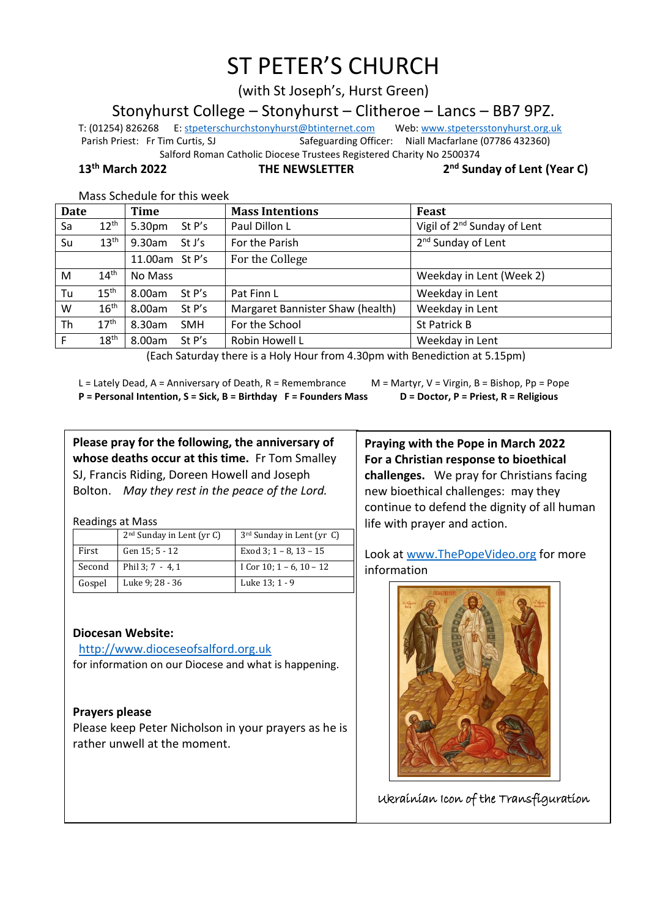# ST PETER'S CHURCH

(with St Joseph's, Hurst Green)

## Stonyhurst College – Stonyhurst – Clitheroe – Lancs – BB7 9PZ.

T: (01254) 826268 E: stpeterschurchstonyhurst@btinternet.com Web: www.stpetersstonyhurst.org.uk
Parish Priest: Fr Tim Curtis, SJ Safeguarding Officer: Niall Macfarlane (07786 432360)
Salford Roman Catholic Diocese Trustees Registered Charity No 2500374

**13th March 2022** **THE NEWSLETTER** **2nd Sunday of Lent (Year C)**

Mass Schedule for this week

| Date | | Time | | Mass Intentions | Feast |
|---|---|---|---|---|---|
| Sa | 12th | 5.30pm | St P's | Paul Dillon L | Vigil of 2nd Sunday of Lent |
| Su | 13th | 9.30am | St J's | For the Parish | 2nd Sunday of Lent |
| | | 11.00am | St P's | For the College | |
| M | 14th | No Mass | | | Weekday in Lent (Week 2) |
| Tu | 15th | 8.00am | St P's | Pat Finn L | Weekday in Lent |
| W | 16th | 8.00am | St P's | Margaret Bannister Shaw (health) | Weekday in Lent |
| Th | 17th | 8.30am | SMH | For the School | St Patrick B |
| F | 18th | 8.00am | St P's | Robin Howell L | Weekday in Lent |

(Each Saturday there is a Holy Hour from 4.30pm with Benediction at 5.15pm)

L = Lately Dead, A = Anniversary of Death, R = Remembrance M = Martyr, V = Virgin, B = Bishop, Pp = Pope
**P = Personal Intention, S = Sick, B = Birthday F = Founders Mass D = Doctor, P = Priest, R = Religious**

**Please pray for the following, the anniversary of whose deaths occur at this time.** Fr Tom Smalley SJ, Francis Riding, Doreen Howell and Joseph Bolton. *May they rest in the peace of the Lord.*

Readings at Mass

| | 2nd Sunday in Lent (yr C) | 3rd Sunday in Lent (yr C) |
|---|---|---|
| First | Gen 15; 5 - 12 | Exod 3; 1 – 8, 13 – 15 |
| Second | Phil 3; 7 - 4, 1 | I Cor 10; 1 – 6, 10 – 12 |
| Gospel | Luke 9; 28 - 36 | Luke 13; 1 - 9 |

**Diocesan Website:**
http://www.dioceseofsalford.org.uk
for information on our Diocese and what is happening.

**Prayers please**
Please keep Peter Nicholson in your prayers as he is rather unwell at the moment.

**Praying with the Pope in March 2022**
**For a Christian response to bioethical challenges.** We pray for Christians facing new bioethical challenges: may they continue to defend the dignity of all human life with prayer and action.

Look at www.ThePopeVideo.org for more information

Ukrainian Icon of the Transfiguration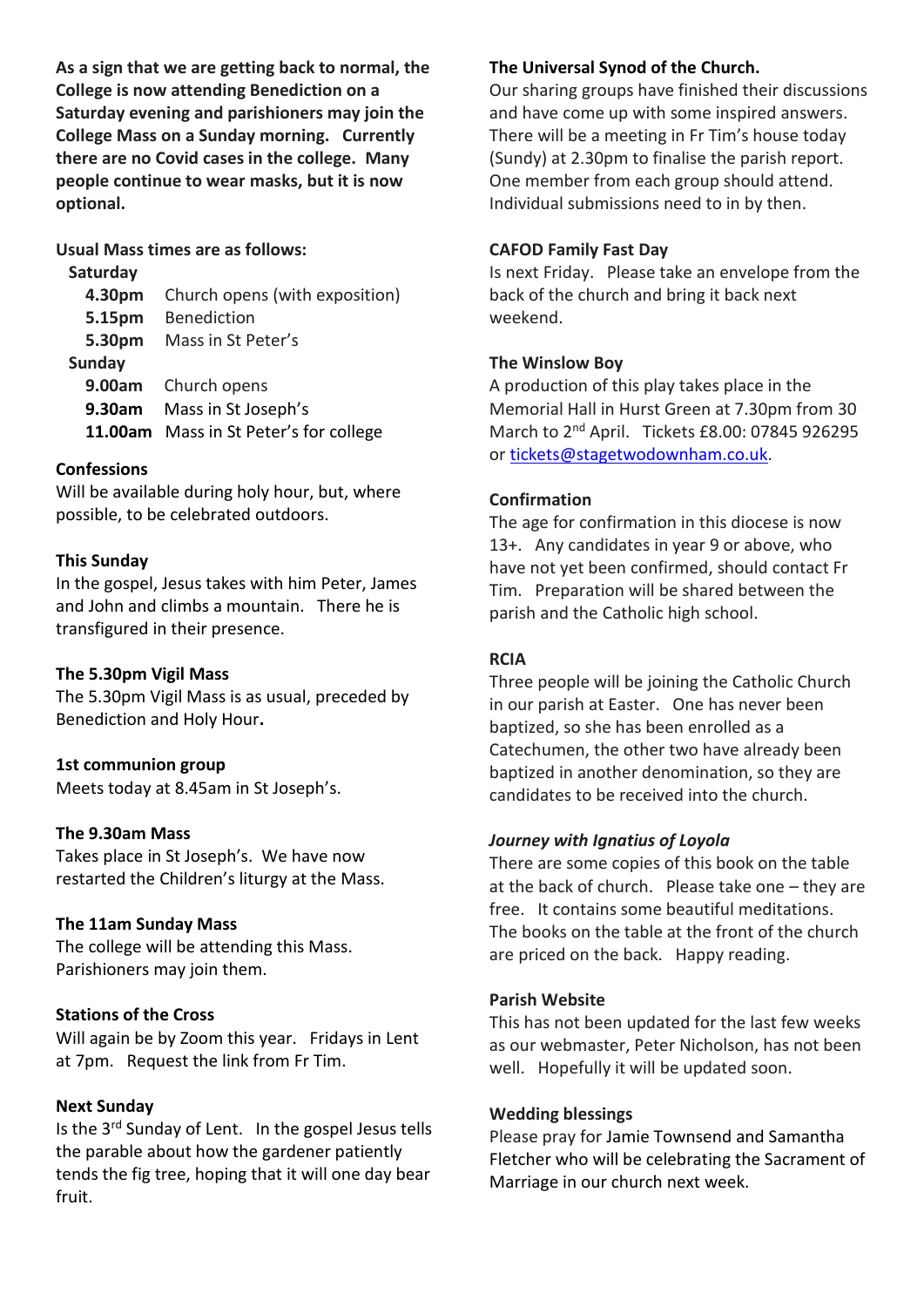**As a sign that we are getting back to normal, the College is now attending Benediction on a Saturday evening and parishioners may join the College Mass on a Sunday morning. Currently there are no Covid cases in the college. Many people continue to wear masks, but it is now optional.**

**Usual Mass times are as follows:**

**Saturday**

| | |
|---|---|
| **4.30pm** | Church opens (with exposition) |
| **5.15pm** | Benediction |
| **5.30pm** | Mass in St Peter's |

**Sunday**

| | |
|---|---|
| **9.00am** | Church opens |
| **9.30am** | Mass in St Joseph's |
| **11.00am** | Mass in St Peter's for college |

**Confessions**
Will be available during holy hour, but, where possible, to be celebrated outdoors.

**This Sunday**
In the gospel, Jesus takes with him Peter, James and John and climbs a mountain. There he is transfigured in their presence.

**The 5.30pm Vigil Mass**
The 5.30pm Vigil Mass is as usual, preceded by Benediction and Holy Hour**.**

**1st communion group**
Meets today at 8.45am in St Joseph's.

**The 9.30am Mass**
Takes place in St Joseph's. We have now restarted the Children's liturgy at the Mass.

**The 11am Sunday Mass**
The college will be attending this Mass. Parishioners may join them.

**Stations of the Cross**
Will again be by Zoom this year. Fridays in Lent at 7pm. Request the link from Fr Tim.

**Next Sunday**
Is the 3rd Sunday of Lent. In the gospel Jesus tells the parable about how the gardener patiently tends the fig tree, hoping that it will one day bear fruit.

**The Universal Synod of the Church.**
Our sharing groups have finished their discussions and have come up with some inspired answers. There will be a meeting in Fr Tim's house today (Sundy) at 2.30pm to finalise the parish report. One member from each group should attend. Individual submissions need to in by then.

**CAFOD Family Fast Day**
Is next Friday. Please take an envelope from the back of the church and bring it back next weekend.

**The Winslow Boy**
A production of this play takes place in the Memorial Hall in Hurst Green at 7.30pm from 30 March to 2nd April. Tickets £8.00: 07845 926295 or tickets@stagetwodownham.co.uk.

**Confirmation**
The age for confirmation in this diocese is now 13+. Any candidates in year 9 or above, who have not yet been confirmed, should contact Fr Tim. Preparation will be shared between the parish and the Catholic high school.

**RCIA**
Three people will be joining the Catholic Church in our parish at Easter. One has never been baptized, so she has been enrolled as a Catechumen, the other two have already been baptized in another denomination, so they are candidates to be received into the church.

***Journey with Ignatius of Loyola***
There are some copies of this book on the table at the back of church. Please take one – they are free. It contains some beautiful meditations. The books on the table at the front of the church are priced on the back. Happy reading.

**Parish Website**
This has not been updated for the last few weeks as our webmaster, Peter Nicholson, has not been well. Hopefully it will be updated soon.

**Wedding blessings**
Please pray for Jamie Townsend and Samantha Fletcher who will be celebrating the Sacrament of Marriage in our church next week.